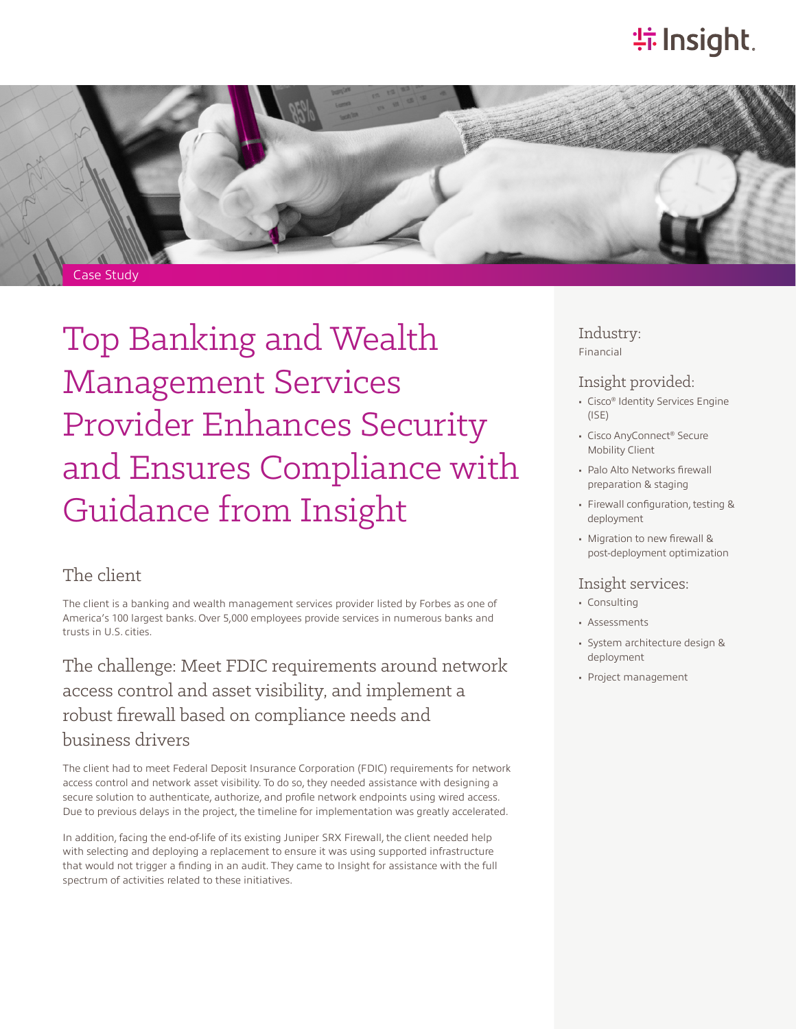Case Study

# Top Banking and Wealth Management Services Provider Enhances Security and Ensures Compliance with Guidance from Insight

## The client

The client is a banking and wealth management services provider listed by Forbes as one of America's 100 largest banks. Over 5,000 employees provide services in numerous banks and trusts in U.S. cities.

## The challenge: Meet FDIC requirements around network access control and asset visibility, and implement a robust firewall based on compliance needs and business drivers

The client had to meet Federal Deposit Insurance Corporation (FDIC) requirements for network access control and network asset visibility. To do so, they needed assistance with designing a secure solution to authenticate, authorize, and profile network endpoints using wired access. Due to previous delays in the project, the timeline for implementation was greatly accelerated.

In addition, facing the end-of-life of its existing Juniper SRX Firewall, the client needed help with selecting and deploying a replacement to ensure it was using supported infrastructure that would not trigger a finding in an audit. They came to Insight for assistance with the full spectrum of activities related to these initiatives.

### Industry:

Financial

### Insight provided:

- Cisco® Identity Services Engine (ISE)
- Cisco AnyConnect® Secure Mobility Client
- Palo Alto Networks firewall preparation & staging
- Firewall configuration, testing & deployment
- Migration to new firewall & post-deployment optimization

### Insight services:

- Consulting
- Assessments
- System architecture design & deployment
- Project management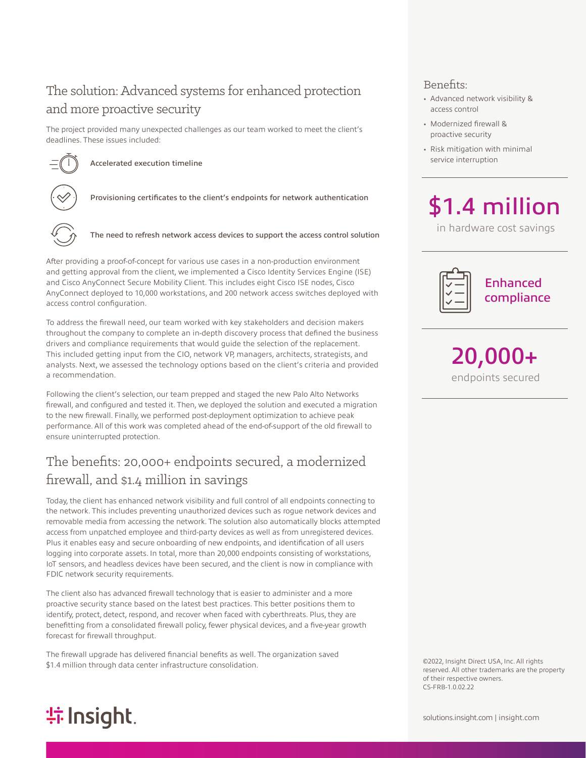## The solution: Advanced systems for enhanced protection and more proactive security

The project provided many unexpected challenges as our team worked to meet the client's deadlines. These issues included:

- Accelerated execution timeline
- Provisioning certificates to the client's endpoints for network authentication
- The need to refresh network access devices to support the access control solution

After providing a proof-of-concept for various use cases in a non-production environment and getting approval from the client, we implemented a Cisco Identity Services Engine (ISE) and Cisco AnyConnect Secure Mobility Client. This includes eight Cisco ISE nodes, Cisco AnyConnect deployed to 10,000 workstations, and 200 network access switches deployed with access control configuration.

To address the firewall need, our team worked with key stakeholders and decision makers throughout the company to complete an in-depth discovery process that defined the business drivers and compliance requirements that would guide the selection of the replacement. This included getting input from the CIO, network VP, managers, architects, strategists, and analysts. Next, we assessed the technology options based on the client's criteria and provided a recommendation.

Following the client's selection, our team prepped and staged the new Palo Alto Networks firewall, and configured and tested it. Then, we deployed the solution and executed a migration to the new firewall. Finally, we performed post-deployment optimization to achieve peak performance. All of this work was completed ahead of the end-of-support of the old firewall to ensure uninterrupted protection.

## The benefits: 20,000+ endpoints secured, a modernized firewall, and $1.4 million in savings

Today, the client has enhanced network visibility and full control of all endpoints connecting to the network. This includes preventing unauthorized devices such as rogue network devices and removable media from accessing the network. The solution also automatically blocks attempted access from unpatched employee and third-party devices as well as from unregistered devices. Plus it enables easy and secure onboarding of new endpoints, and identification of all users logging into corporate assets. In total, more than 20,000 endpoints consisting of workstations, IoT sensors, and headless devices have been secured, and the client is now in compliance with FDIC network security requirements.

The client also has advanced firewall technology that is easier to administer and a more proactive security stance based on the latest best practices. This better positions them to identify, protect, detect, respond, and recover when faced with cyberthreats. Plus, they are benefitting from a consolidated firewall policy, fewer physical devices, and a five-year growth forecast for firewall throughput.

The firewall upgrade has delivered financial benefits as well. The organization saved $1.4 million through data center infrastructure consolidation.

### Benefits:

- Advanced network visibility & access control
- Modernized firewall & proactive security
- Risk mitigation with minimal service interruption

**$1.4 million**
in hardware cost savings

**Enhanced compliance**

**20,000+**
endpoints secured

©2022, Insight Direct USA, Inc. All rights reserved. All other trademarks are the property of their respective owners.
CS-FRB-1.0.02.22

Insight.

solutions.insight.com | insight.com